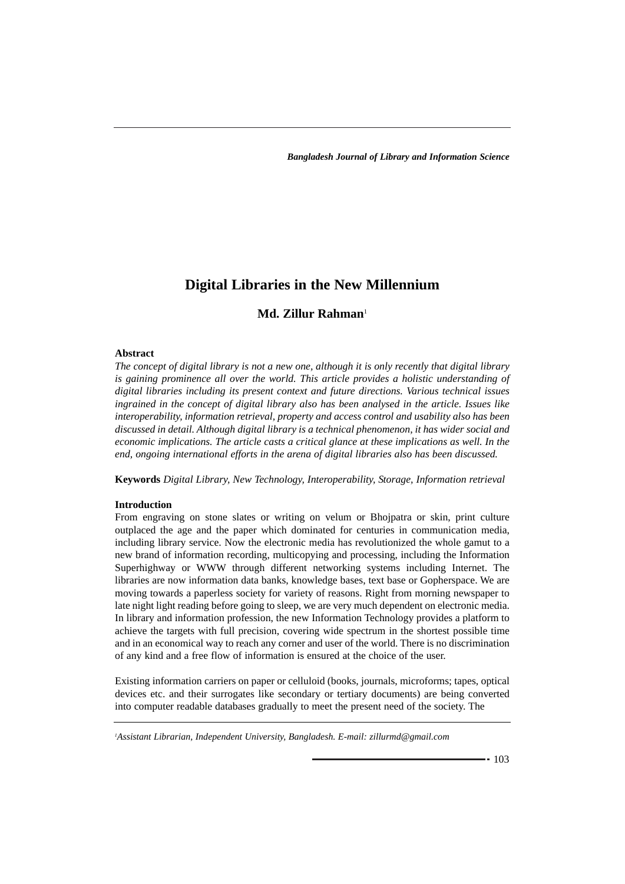# Digital Libraries in the New Millennium

**Md. Zillur Rahman**[1]

**Abstract**

*The concept of digital library is not a new one, although it is only recently that digital library is gaining prominence all over the world. This article provides a holistic understanding of digital libraries including its present context and future directions. Various technical issues ingrained in the concept of digital library also has been analysed in the article. Issues like interoperability, information retrieval, property and access control and usability also has been discussed in detail. Although digital library is a technical phenomenon, it has wider social and economic implications. The article casts a critical glance at these implications as well. In the end, ongoing international efforts in the arena of digital libraries also has been discussed.*

**Keywords** *Digital Library, New Technology, Interoperability, Storage, Information retrieval*

## Introduction

From engraving on stone slates or writing on velum or Bhojpatra or skin, print culture outplaced the age and the paper which dominated for centuries in communication media, including library service. Now the electronic media has revolutionized the whole gamut to a new brand of information recording, multicopying and processing, including the Information Superhighway or WWW through different networking systems including Internet. The libraries are now information data banks, knowledge bases, text base or Gopherspace. We are moving towards a paperless society for variety of reasons. Right from morning newspaper to late night light reading before going to sleep, we are very much dependent on electronic media. In library and information profession, the new Information Technology provides a platform to achieve the targets with full precision, covering wide spectrum in the shortest possible time and in an economical way to reach any corner and user of the world. There is no discrimination of any kind and a free flow of information is ensured at the choice of the user.

Existing information carriers on paper or celluloid (books, journals, microforms; tapes, optical devices etc. and their surrogates like secondary or tertiary documents) are being converted into computer readable databases gradually to meet the present need of the society. The

[1] *Assistant Librarian, Independent University, Bangladesh. E-mail: zillurmd@gmail.com*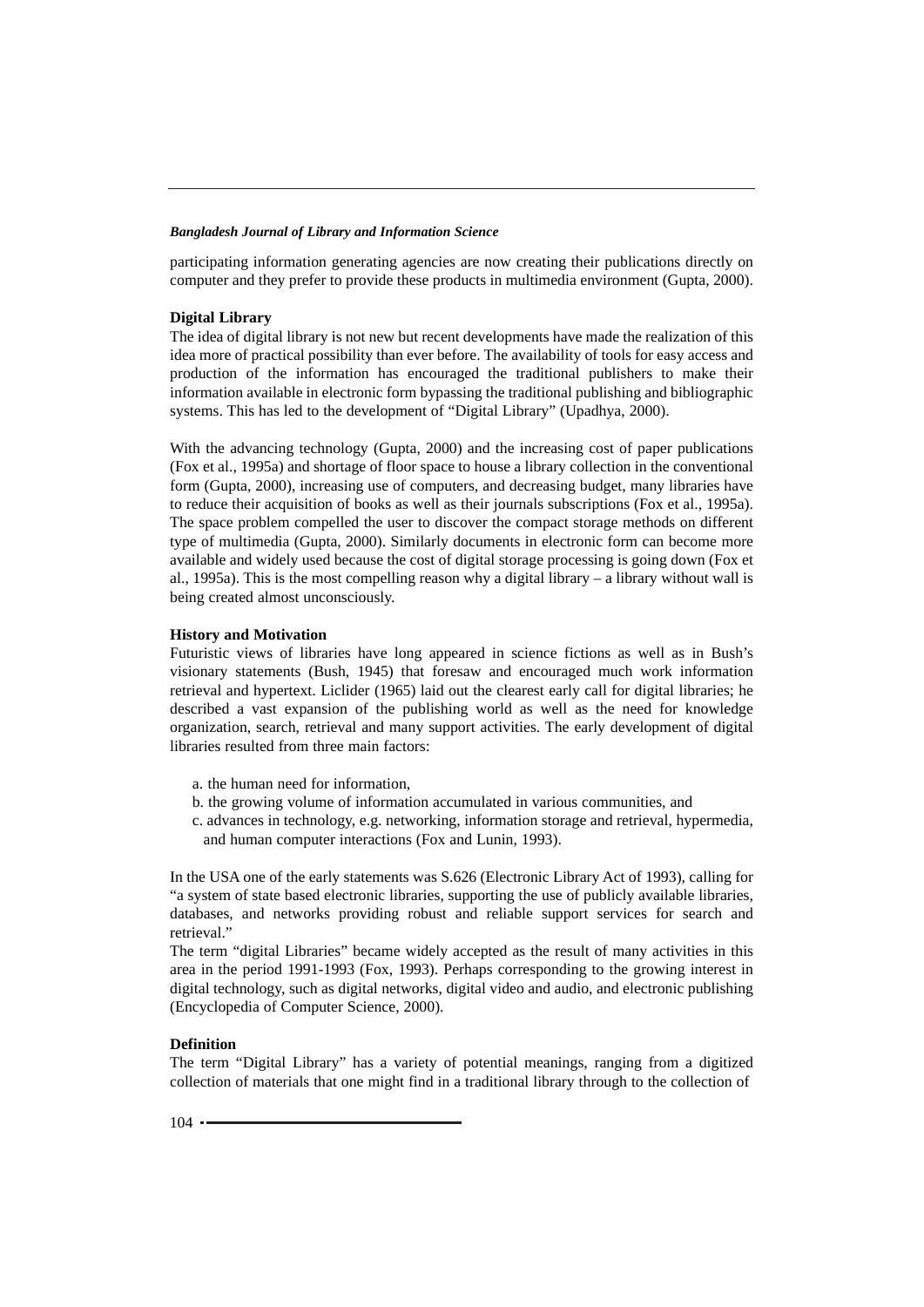participating information generating agencies are now creating their publications directly on computer and they prefer to provide these products in multimedia environment (Gupta, 2000).

### Digital Library

The idea of digital library is not new but recent developments have made the realization of this idea more of practical possibility than ever before. The availability of tools for easy access and production of the information has encouraged the traditional publishers to make their information available in electronic form bypassing the traditional publishing and bibliographic systems. This has led to the development of "Digital Library" (Upadhya, 2000).

With the advancing technology (Gupta, 2000) and the increasing cost of paper publications (Fox et al., 1995a) and shortage of floor space to house a library collection in the conventional form (Gupta, 2000), increasing use of computers, and decreasing budget, many libraries have to reduce their acquisition of books as well as their journals subscriptions (Fox et al., 1995a). The space problem compelled the user to discover the compact storage methods on different type of multimedia (Gupta, 2000). Similarly documents in electronic form can become more available and widely used because the cost of digital storage processing is going down (Fox et al., 1995a). This is the most compelling reason why a digital library – a library without wall is being created almost unconsciously.

### History and Motivation

Futuristic views of libraries have long appeared in science fictions as well as in Bush's visionary statements (Bush, 1945) that foresaw and encouraged much work information retrieval and hypertext. Liclider (1965) laid out the clearest early call for digital libraries; he described a vast expansion of the publishing world as well as the need for knowledge organization, search, retrieval and many support activities. The early development of digital libraries resulted from three main factors:

a. the human need for information,
b. the growing volume of information accumulated in various communities, and
c. advances in technology, e.g. networking, information storage and retrieval, hypermedia, and human computer interactions (Fox and Lunin, 1993).

In the USA one of the early statements was S.626 (Electronic Library Act of 1993), calling for "a system of state based electronic libraries, supporting the use of publicly available libraries, databases, and networks providing robust and reliable support services for search and retrieval."

The term "digital Libraries" became widely accepted as the result of many activities in this area in the period 1991-1993 (Fox, 1993). Perhaps corresponding to the growing interest in digital technology, such as digital networks, digital video and audio, and electronic publishing (Encyclopedia of Computer Science, 2000).

### Definition

The term "Digital Library" has a variety of potential meanings, ranging from a digitized collection of materials that one might find in a traditional library through to the collection of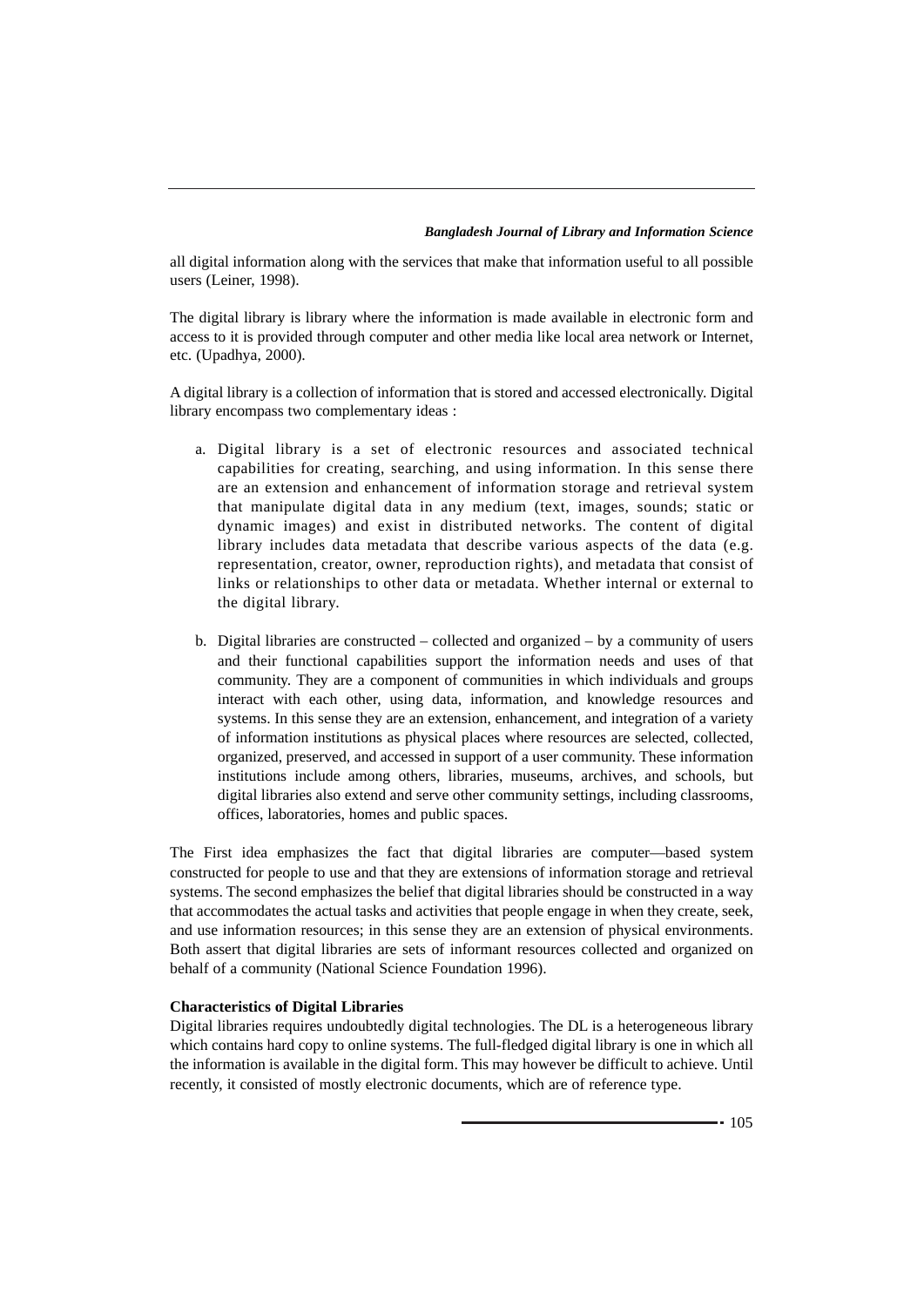all digital information along with the services that make that information useful to all possible users (Leiner, 1998).

The digital library is library where the information is made available in electronic form and access to it is provided through computer and other media like local area network or Internet, etc. (Upadhya, 2000).

A digital library is a collection of information that is stored and accessed electronically. Digital library encompass two complementary ideas :

a. Digital library is a set of electronic resources and associated technical capabilities for creating, searching, and using information. In this sense there are an extension and enhancement of information storage and retrieval system that manipulate digital data in any medium (text, images, sounds; static or dynamic images) and exist in distributed networks. The content of digital library includes data metadata that describe various aspects of the data (e.g. representation, creator, owner, reproduction rights), and metadata that consist of links or relationships to other data or metadata. Whether internal or external to the digital library.

b. Digital libraries are constructed – collected and organized – by a community of users and their functional capabilities support the information needs and uses of that community. They are a component of communities in which individuals and groups interact with each other, using data, information, and knowledge resources and systems. In this sense they are an extension, enhancement, and integration of a variety of information institutions as physical places where resources are selected, collected, organized, preserved, and accessed in support of a user community. These information institutions include among others, libraries, museums, archives, and schools, but digital libraries also extend and serve other community settings, including classrooms, offices, laboratories, homes and public spaces.

The First idea emphasizes the fact that digital libraries are computer—based system constructed for people to use and that they are extensions of information storage and retrieval systems. The second emphasizes the belief that digital libraries should be constructed in a way that accommodates the actual tasks and activities that people engage in when they create, seek, and use information resources; in this sense they are an extension of physical environments. Both assert that digital libraries are sets of informant resources collected and organized on behalf of a community (National Science Foundation 1996).

**Characteristics of Digital Libraries**

Digital libraries requires undoubtedly digital technologies. The DL is a heterogeneous library which contains hard copy to online systems. The full-fledged digital library is one in which all the information is available in the digital form. This may however be difficult to achieve. Until recently, it consisted of mostly electronic documents, which are of reference type.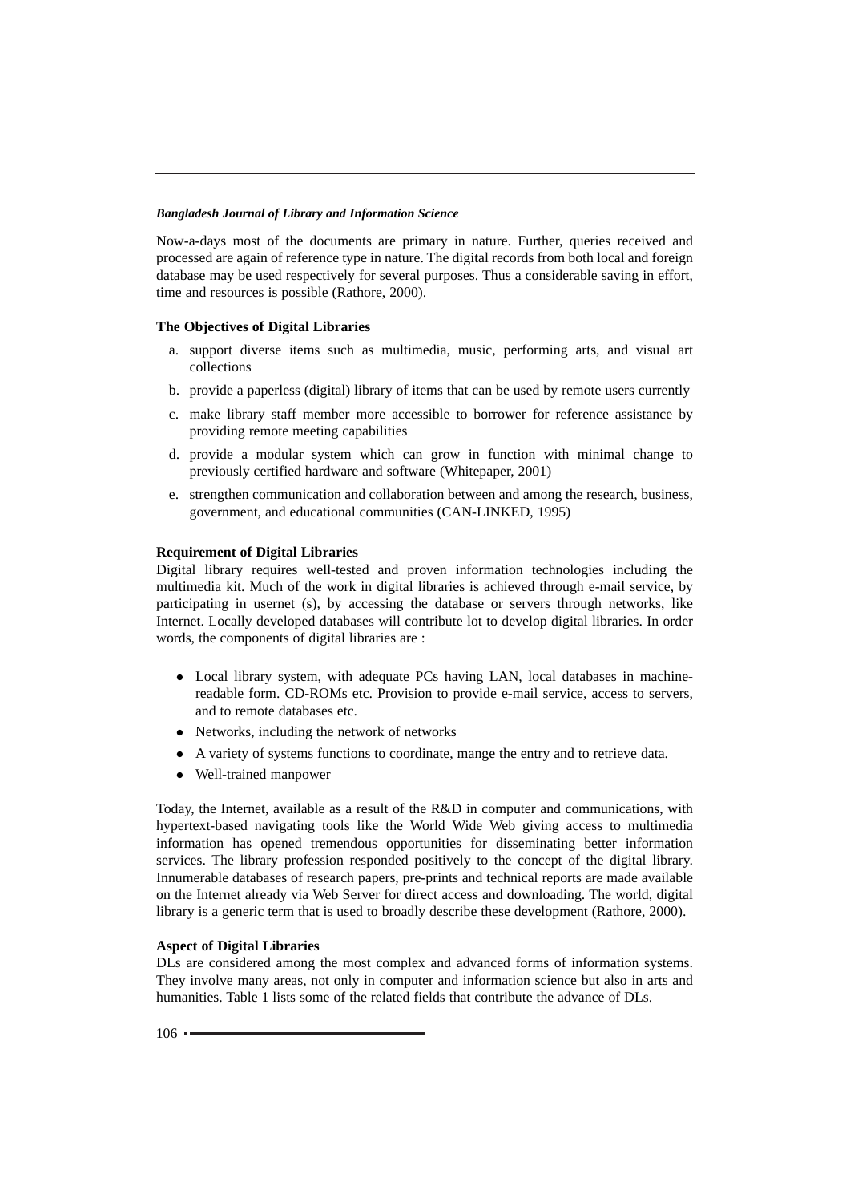Now-a-days most of the documents are primary in nature. Further, queries received and processed are again of reference type in nature. The digital records from both local and foreign database may be used respectively for several purposes. Thus a considerable saving in effort, time and resources is possible (Rathore, 2000).

**The Objectives of Digital Libraries**

a. support diverse items such as multimedia, music, performing arts, and visual art collections
b. provide a paperless (digital) library of items that can be used by remote users currently
c. make library staff member more accessible to borrower for reference assistance by providing remote meeting capabilities
d. provide a modular system which can grow in function with minimal change to previously certified hardware and software (Whitepaper, 2001)
e. strengthen communication and collaboration between and among the research, business, government, and educational communities (CAN-LINKED, 1995)

**Requirement of Digital Libraries**

Digital library requires well-tested and proven information technologies including the multimedia kit. Much of the work in digital libraries is achieved through e-mail service, by participating in usernet (s), by accessing the database or servers through networks, like Internet. Locally developed databases will contribute lot to develop digital libraries. In order words, the components of digital libraries are :

- Local library system, with adequate PCs having LAN, local databases in machine-readable form. CD-ROMs etc. Provision to provide e-mail service, access to servers, and to remote databases etc.
- Networks, including the network of networks
- A variety of systems functions to coordinate, mange the entry and to retrieve data.
- Well-trained manpower

Today, the Internet, available as a result of the R&D in computer and communications, with hypertext-based navigating tools like the World Wide Web giving access to multimedia information has opened tremendous opportunities for disseminating better information services. The library profession responded positively to the concept of the digital library. Innumerable databases of research papers, pre-prints and technical reports are made available on the Internet already via Web Server for direct access and downloading. The world, digital library is a generic term that is used to broadly describe these development (Rathore, 2000).

**Aspect of Digital Libraries**

DLs are considered among the most complex and advanced forms of information systems. They involve many areas, not only in computer and information science but also in arts and humanities. Table 1 lists some of the related fields that contribute the advance of DLs.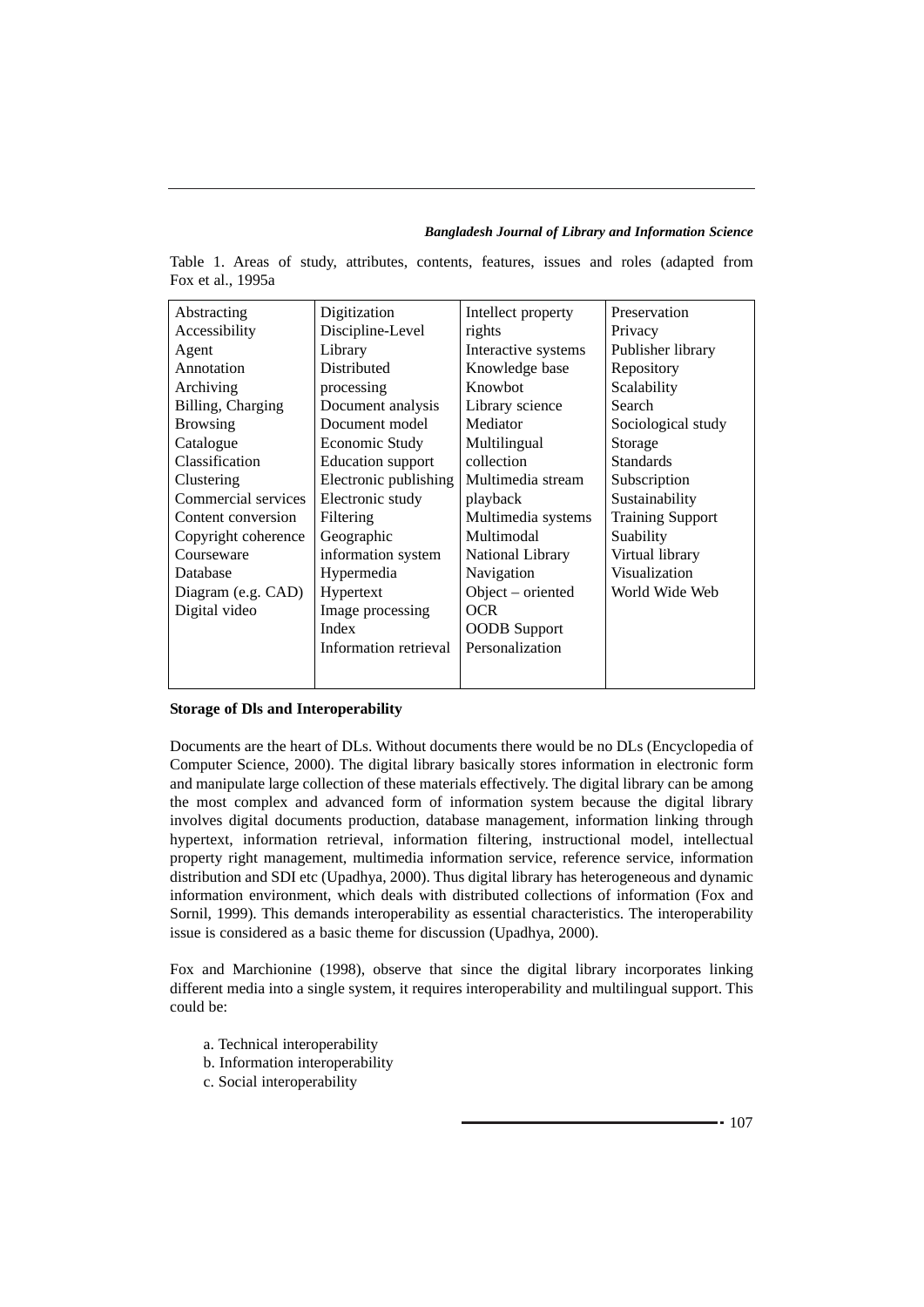Table 1. Areas of study, attributes, contents, features, issues and roles (adapted from Fox et al., 1995a

| | | | |
|---|---|---|---|
| Abstracting<br>Accessibility<br>Agent<br>Annotation<br>Archiving<br>Billing, Charging<br>Browsing<br>Catalogue<br>Classification<br>Clustering<br>Commercial services<br>Content conversion<br>Copyright coherence<br>Courseware<br>Database<br>Diagram (e.g. CAD)<br>Digital video | Digitization<br>Discipline-Level Library<br>Distributed processing<br>Document analysis<br>Document model<br>Economic Study<br>Education support<br>Electronic publishing<br>Electronic study<br>Filtering<br>Geographic information system<br>Hypermedia<br>Hypertext<br>Image processing<br>Index<br>Information retrieval | Intellect property rights<br>Interactive systems<br>Knowledge base<br>Knowbot<br>Library science<br>Mediator<br>Multilingual collection<br>Multimedia stream playback<br>Multimedia systems<br>Multimodal<br>National Library<br>Navigation<br>Object – oriented<br>OCR<br>OODB Support<br>Personalization | Preservation<br>Privacy<br>Publisher library<br>Repository<br>Scalability<br>Search<br>Sociological study<br>Storage<br>Standards<br>Subscription<br>Sustainability<br>Training Support<br>Suability<br>Virtual library<br>Visualization<br>World Wide Web |

**Storage of Dls and Interoperability**

Documents are the heart of DLs. Without documents there would be no DLs (Encyclopedia of Computer Science, 2000). The digital library basically stores information in electronic form and manipulate large collection of these materials effectively. The digital library can be among the most complex and advanced form of information system because the digital library involves digital documents production, database management, information linking through hypertext, information retrieval, information filtering, instructional model, intellectual property right management, multimedia information service, reference service, information distribution and SDI etc (Upadhya, 2000). Thus digital library has heterogeneous and dynamic information environment, which deals with distributed collections of information (Fox and Sornil, 1999). This demands interoperability as essential characteristics. The interoperability issue is considered as a basic theme for discussion (Upadhya, 2000).

Fox and Marchionine (1998), observe that since the digital library incorporates linking different media into a single system, it requires interoperability and multilingual support. This could be:

a. Technical interoperability
b. Information interoperability
c. Social interoperability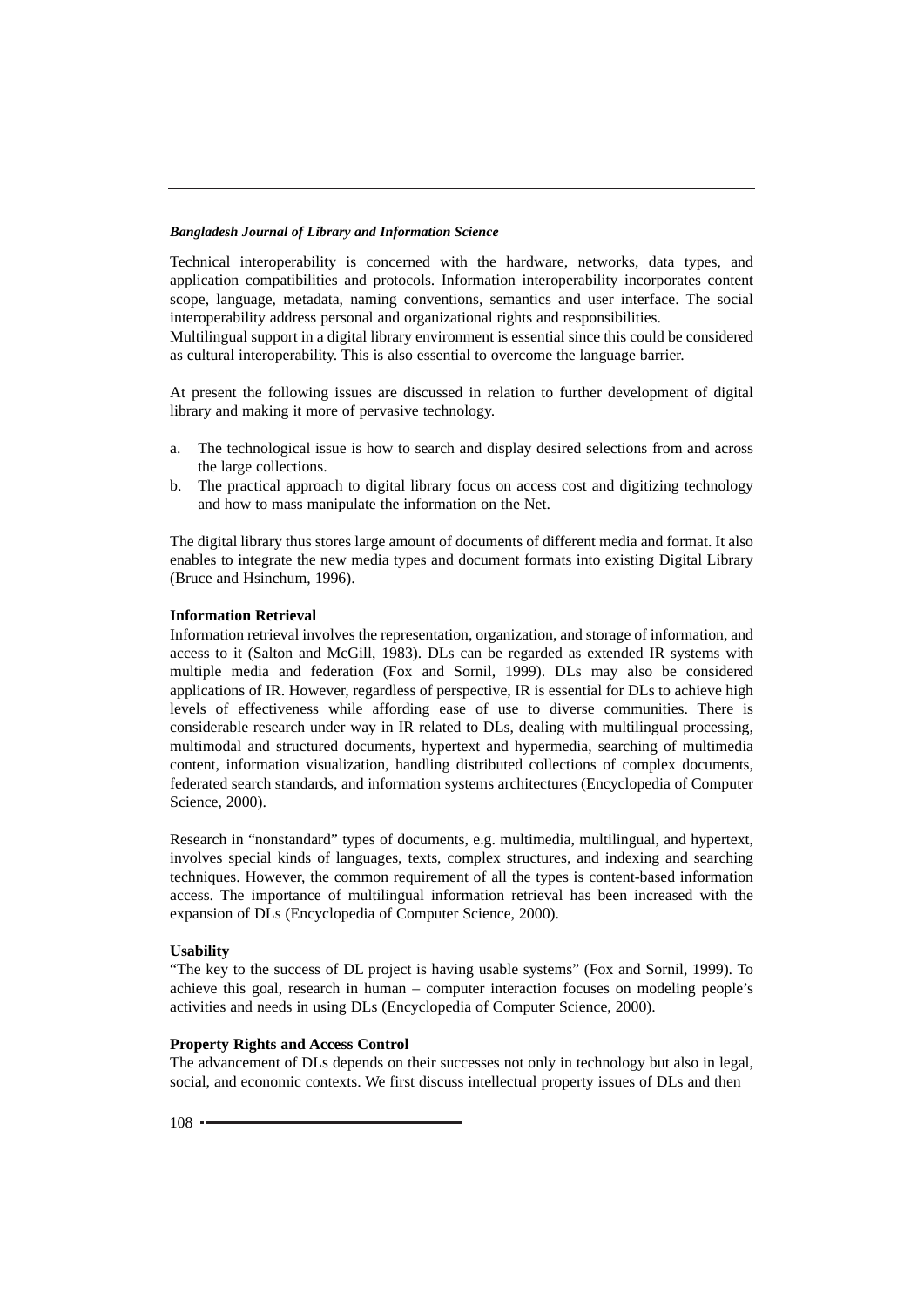Technical interoperability is concerned with the hardware, networks, data types, and application compatibilities and protocols. Information interoperability incorporates content scope, language, metadata, naming conventions, semantics and user interface. The social interoperability address personal and organizational rights and responsibilities.
Multilingual support in a digital library environment is essential since this could be considered as cultural interoperability. This is also essential to overcome the language barrier.

At present the following issues are discussed in relation to further development of digital library and making it more of pervasive technology.

a. The technological issue is how to search and display desired selections from and across the large collections.
b. The practical approach to digital library focus on access cost and digitizing technology and how to mass manipulate the information on the Net.

The digital library thus stores large amount of documents of different media and format. It also enables to integrate the new media types and document formats into existing Digital Library (Bruce and Hsinchum, 1996).

**Information Retrieval**

Information retrieval involves the representation, organization, and storage of information, and access to it (Salton and McGill, 1983). DLs can be regarded as extended IR systems with multiple media and federation (Fox and Sornil, 1999). DLs may also be considered applications of IR. However, regardless of perspective, IR is essential for DLs to achieve high levels of effectiveness while affording ease of use to diverse communities. There is considerable research under way in IR related to DLs, dealing with multilingual processing, multimodal and structured documents, hypertext and hypermedia, searching of multimedia content, information visualization, handling distributed collections of complex documents, federated search standards, and information systems architectures (Encyclopedia of Computer Science, 2000).

Research in "nonstandard" types of documents, e.g. multimedia, multilingual, and hypertext, involves special kinds of languages, texts, complex structures, and indexing and searching techniques. However, the common requirement of all the types is content-based information access. The importance of multilingual information retrieval has been increased with the expansion of DLs (Encyclopedia of Computer Science, 2000).

**Usability**

"The key to the success of DL project is having usable systems" (Fox and Sornil, 1999). To achieve this goal, research in human – computer interaction focuses on modeling people's activities and needs in using DLs (Encyclopedia of Computer Science, 2000).

**Property Rights and Access Control**

The advancement of DLs depends on their successes not only in technology but also in legal, social, and economic contexts. We first discuss intellectual property issues of DLs and then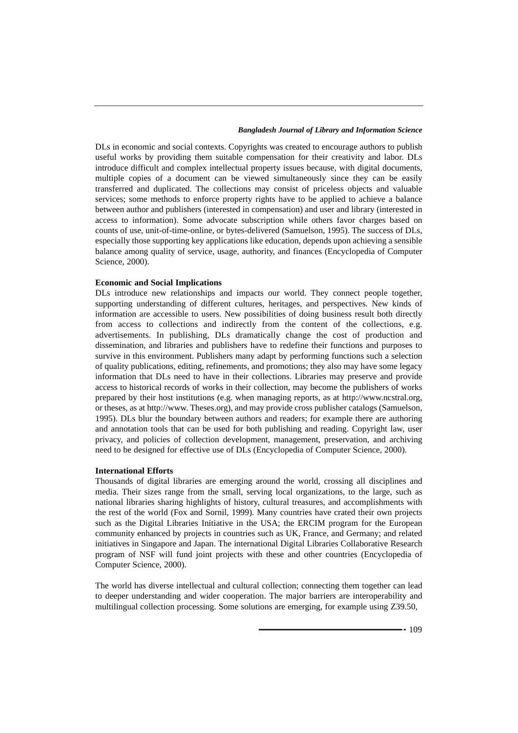DLs in economic and social contexts. Copyrights was created to encourage authors to publish useful works by providing them suitable compensation for their creativity and labor. DLs introduce difficult and complex intellectual property issues because, with digital documents, multiple copies of a document can be viewed simultaneously since they can be easily transferred and duplicated. The collections may consist of priceless objects and valuable services; some methods to enforce property rights have to be applied to achieve a balance between author and publishers (interested in compensation) and user and library (interested in access to information). Some advocate subscription while others favor charges based on counts of use, unit-of-time-online, or bytes-delivered (Samuelson, 1995). The success of DLs, especially those supporting key applications like education, depends upon achieving a sensible balance among quality of service, usage, authority, and finances (Encyclopedia of Computer Science, 2000).

**Economic and Social Implications**

DLs introduce new relationships and impacts our world. They connect people together, supporting understanding of different cultures, heritages, and perspectives. New kinds of information are accessible to users. New possibilities of doing business result both directly from access to collections and indirectly from the content of the collections, e.g. advertisements. In publishing, DLs dramatically change the cost of production and dissemination, and libraries and publishers have to redefine their functions and purposes to survive in this environment. Publishers many adapt by performing functions such a selection of quality publications, editing, refinements, and promotions; they also may have some legacy information that DLs need to have in their collections. Libraries may preserve and provide access to historical records of works in their collection, may become the publishers of works prepared by their host institutions (e.g. when managing reports, as at http://www.ncstral.org, or theses, as at http://www. Theses.org), and may provide cross publisher catalogs (Samuelson, 1995). DLs blur the boundary between authors and readers; for example there are authoring and annotation tools that can be used for both publishing and reading. Copyright law, user privacy, and policies of collection development, management, preservation, and archiving need to be designed for effective use of DLs (Encyclopedia of Computer Science, 2000).

**International Efforts**

Thousands of digital libraries are emerging around the world, crossing all disciplines and media. Their sizes range from the small, serving local organizations, to the large, such as national libraries sharing highlights of history, cultural treasures, and accomplishments with the rest of the world (Fox and Sornil, 1999). Many countries have crated their own projects such as the Digital Libraries Initiative in the USA; the ERCIM program for the European community enhanced by projects in countries such as UK, France, and Germany; and related initiatives in Singapore and Japan. The international Digital Libraries Collaborative Research program of NSF will fund joint projects with these and other countries (Encyclopedia of Computer Science, 2000).

The world has diverse intellectual and cultural collection; connecting them together can lead to deeper understanding and wider cooperation. The major barriers are interoperability and multilingual collection processing. Some solutions are emerging, for example using Z39.50,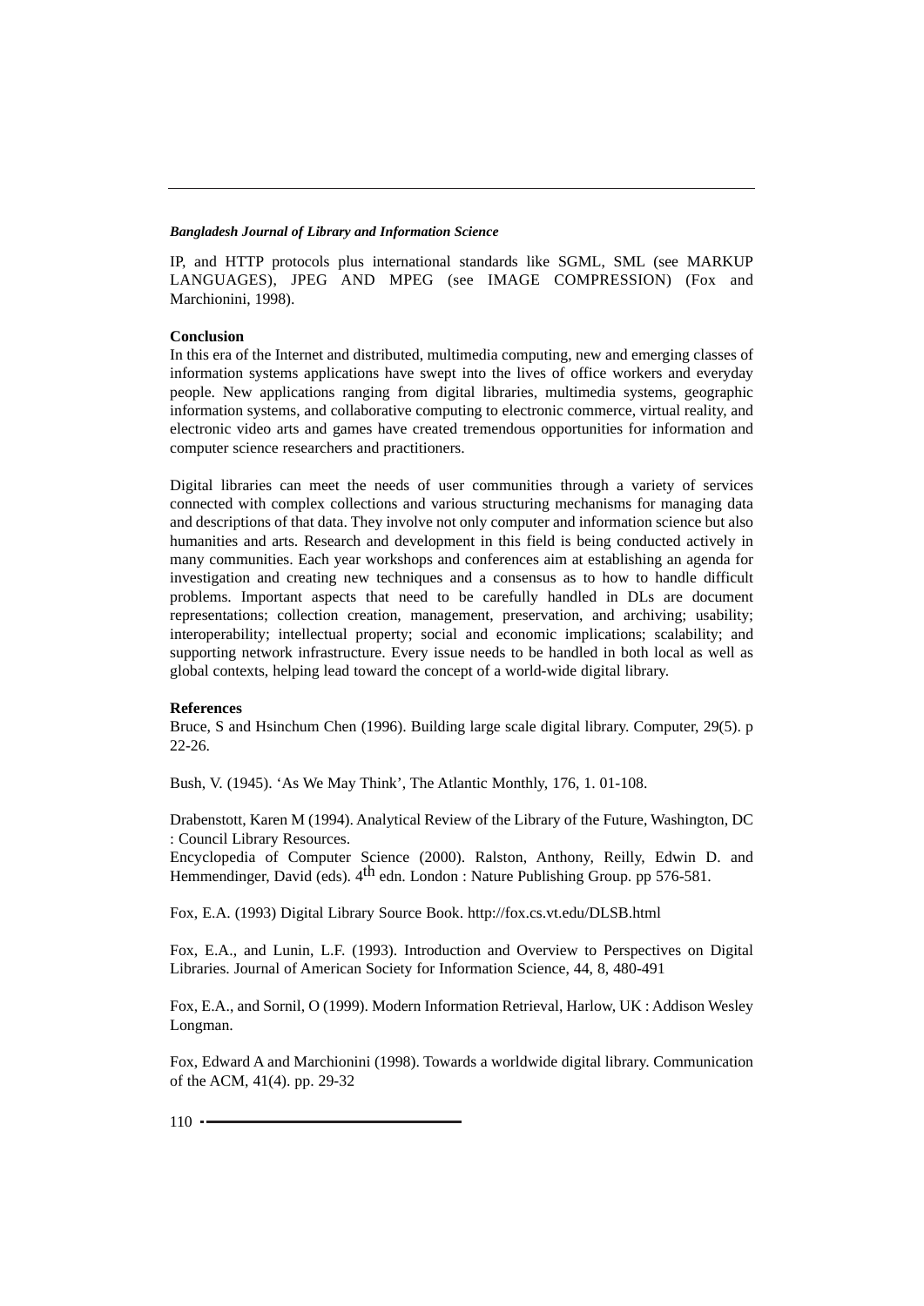IP, and HTTP protocols plus international standards like SGML, SML (see MARKUP LANGUAGES), JPEG AND MPEG (see IMAGE COMPRESSION) (Fox and Marchionini, 1998).

**Conclusion**

In this era of the Internet and distributed, multimedia computing, new and emerging classes of information systems applications have swept into the lives of office workers and everyday people. New applications ranging from digital libraries, multimedia systems, geographic information systems, and collaborative computing to electronic commerce, virtual reality, and electronic video arts and games have created tremendous opportunities for information and computer science researchers and practitioners.

Digital libraries can meet the needs of user communities through a variety of services connected with complex collections and various structuring mechanisms for managing data and descriptions of that data. They involve not only computer and information science but also humanities and arts. Research and development in this field is being conducted actively in many communities. Each year workshops and conferences aim at establishing an agenda for investigation and creating new techniques and a consensus as to how to handle difficult problems. Important aspects that need to be carefully handled in DLs are document representations; collection creation, management, preservation, and archiving; usability; interoperability; intellectual property; social and economic implications; scalability; and supporting network infrastructure. Every issue needs to be handled in both local as well as global contexts, helping lead toward the concept of a world-wide digital library.

**References**

Bruce, S and Hsinchum Chen (1996). Building large scale digital library. Computer, 29(5). p 22-26.

Bush, V. (1945). 'As We May Think', The Atlantic Monthly, 176, 1. 01-108.

Drabenstott, Karen M (1994). Analytical Review of the Library of the Future, Washington, DC : Council Library Resources.

Encyclopedia of Computer Science (2000). Ralston, Anthony, Reilly, Edwin D. and Hemmendinger, David (eds). 4th edn. London : Nature Publishing Group. pp 576-581.

Fox, E.A. (1993) Digital Library Source Book. http://fox.cs.vt.edu/DLSB.html

Fox, E.A., and Lunin, L.F. (1993). Introduction and Overview to Perspectives on Digital Libraries. Journal of American Society for Information Science, 44, 8, 480-491

Fox, E.A., and Sornil, O (1999). Modern Information Retrieval, Harlow, UK : Addison Wesley Longman.

Fox, Edward A and Marchionini (1998). Towards a worldwide digital library. Communication of the ACM, 41(4). pp. 29-32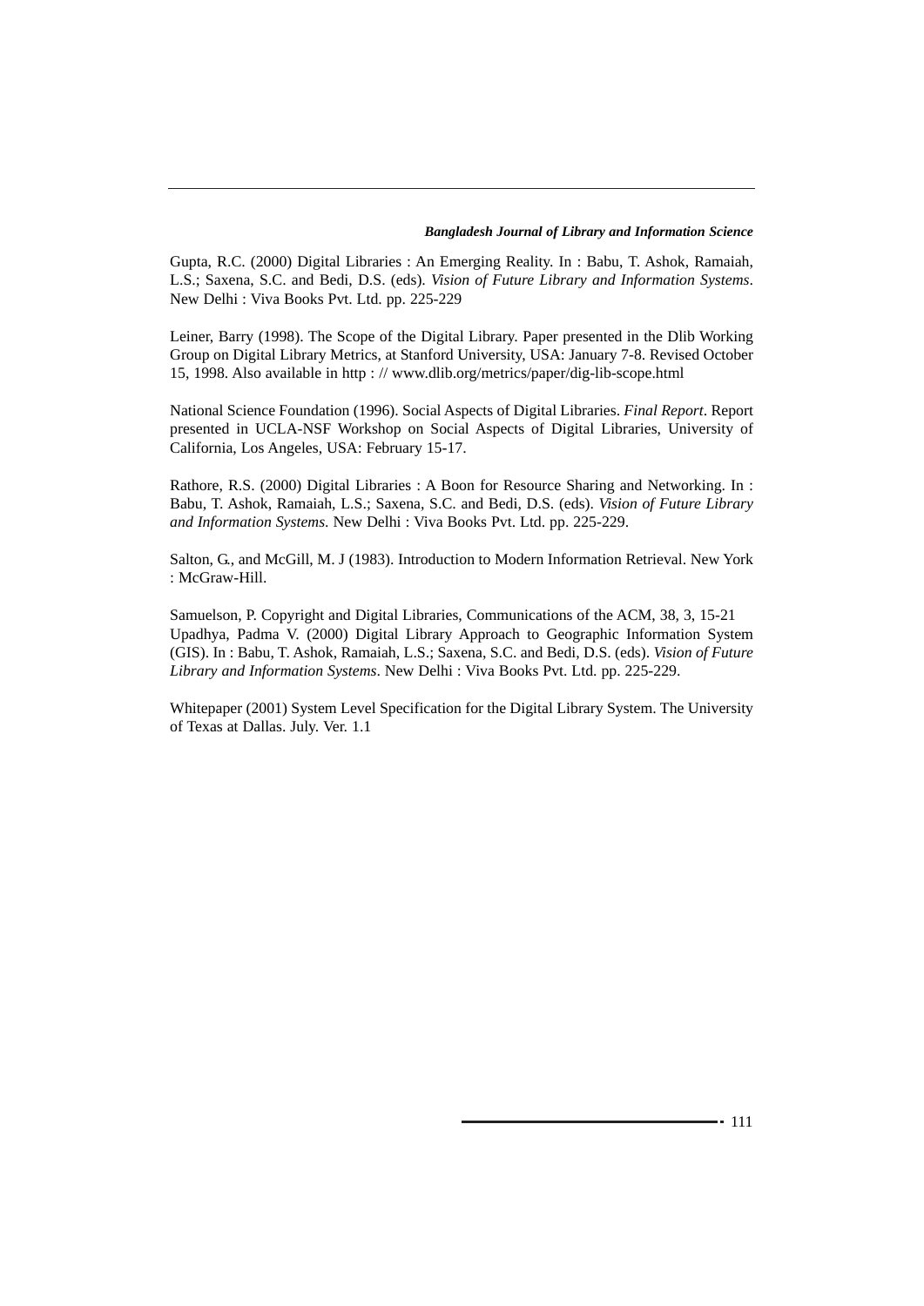Gupta, R.C. (2000) Digital Libraries : An Emerging Reality. In : Babu, T. Ashok, Ramaiah, L.S.; Saxena, S.C. and Bedi, D.S. (eds). *Vision of Future Library and Information Systems*. New Delhi : Viva Books Pvt. Ltd. pp. 225-229

Leiner, Barry (1998). The Scope of the Digital Library. Paper presented in the Dlib Working Group on Digital Library Metrics, at Stanford University, USA: January 7-8. Revised October 15, 1998. Also available in http : // www.dlib.org/metrics/paper/dig-lib-scope.html

National Science Foundation (1996). Social Aspects of Digital Libraries. *Final Report*. Report presented in UCLA-NSF Workshop on Social Aspects of Digital Libraries, University of California, Los Angeles, USA: February 15-17.

Rathore, R.S. (2000) Digital Libraries : A Boon for Resource Sharing and Networking. In : Babu, T. Ashok, Ramaiah, L.S.; Saxena, S.C. and Bedi, D.S. (eds). *Vision of Future Library and Information Systems*. New Delhi : Viva Books Pvt. Ltd. pp. 225-229.

Salton, G., and McGill, M. J (1983). Introduction to Modern Information Retrieval. New York : McGraw-Hill.

Samuelson, P. Copyright and Digital Libraries, Communications of the ACM, 38, 3, 15-21

Upadhya, Padma V. (2000) Digital Library Approach to Geographic Information System (GIS). In : Babu, T. Ashok, Ramaiah, L.S.; Saxena, S.C. and Bedi, D.S. (eds). *Vision of Future Library and Information Systems*. New Delhi : Viva Books Pvt. Ltd. pp. 225-229.

Whitepaper (2001) System Level Specification for the Digital Library System. The University of Texas at Dallas. July. Ver. 1.1